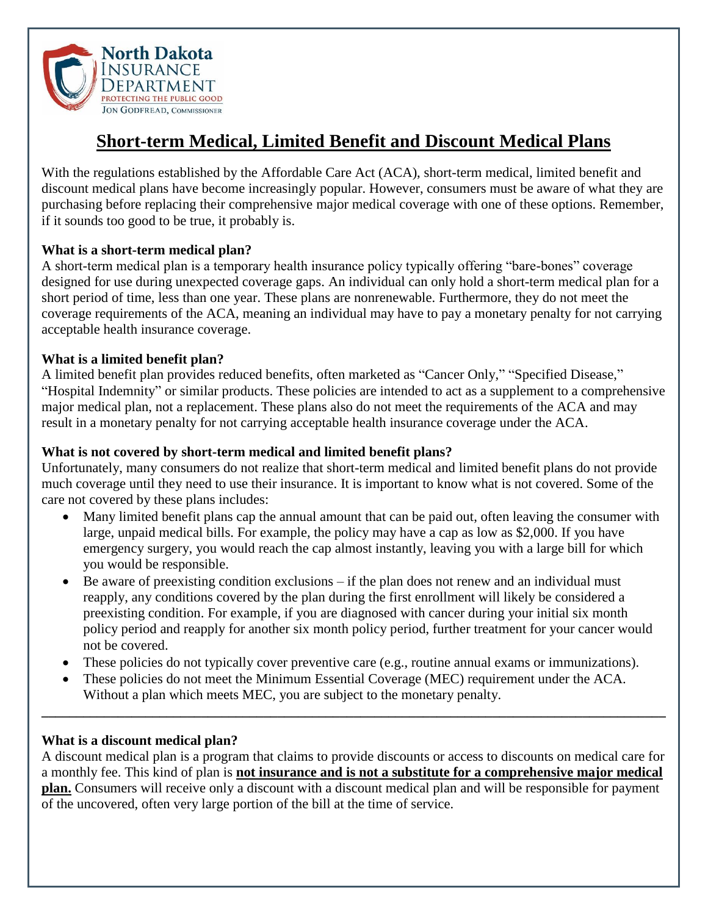North Dakota Insurance Department
PROTECTING THE PUBLIC GOOD
JON GODFREAD, COMMISSIONER

# Short-term Medical, Limited Benefit and Discount Medical Plans

With the regulations established by the Affordable Care Act (ACA), short-term medical, limited benefit and discount medical plans have become increasingly popular. However, consumers must be aware of what they are purchasing before replacing their comprehensive major medical coverage with one of these options. Remember, if it sounds too good to be true, it probably is.

**What is a short-term medical plan?**

A short-term medical plan is a temporary health insurance policy typically offering "bare-bones" coverage designed for use during unexpected coverage gaps. An individual can only hold a short-term medical plan for a short period of time, less than one year. These plans are nonrenewable. Furthermore, they do not meet the coverage requirements of the ACA, meaning an individual may have to pay a monetary penalty for not carrying acceptable health insurance coverage.

**What is a limited benefit plan?**

A limited benefit plan provides reduced benefits, often marketed as "Cancer Only," "Specified Disease," "Hospital Indemnity" or similar products. These policies are intended to act as a supplement to a comprehensive major medical plan, not a replacement. These plans also do not meet the requirements of the ACA and may result in a monetary penalty for not carrying acceptable health insurance coverage under the ACA.

**What is not covered by short-term medical and limited benefit plans?**

Unfortunately, many consumers do not realize that short-term medical and limited benefit plans do not provide much coverage until they need to use their insurance. It is important to know what is not covered. Some of the care not covered by these plans includes:

- Many limited benefit plans cap the annual amount that can be paid out, often leaving the consumer with large, unpaid medical bills. For example, the policy may have a cap as low as $2,000. If you have emergency surgery, you would reach the cap almost instantly, leaving you with a large bill for which you would be responsible.
- Be aware of preexisting condition exclusions – if the plan does not renew and an individual must reapply, any conditions covered by the plan during the first enrollment will likely be considered a preexisting condition. For example, if you are diagnosed with cancer during your initial six month policy period and reapply for another six month policy period, further treatment for your cancer would not be covered.
- These policies do not typically cover preventive care (e.g., routine annual exams or immunizations).
- These policies do not meet the Minimum Essential Coverage (MEC) requirement under the ACA. Without a plan which meets MEC, you are subject to the monetary penalty.

---

**What is a discount medical plan?**

A discount medical plan is a program that claims to provide discounts or access to discounts on medical care for a monthly fee. This kind of plan is **not insurance and is not a substitute for a comprehensive major medical plan.** Consumers will receive only a discount with a discount medical plan and will be responsible for payment of the uncovered, often very large portion of the bill at the time of service.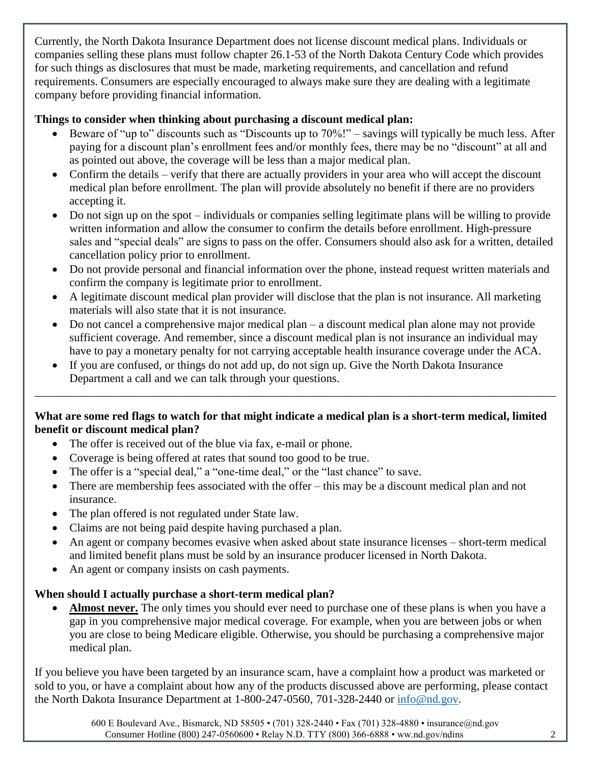Currently, the North Dakota Insurance Department does not license discount medical plans. Individuals or companies selling these plans must follow chapter 26.1-53 of the North Dakota Century Code which provides for such things as disclosures that must be made, marketing requirements, and cancellation and refund requirements. Consumers are especially encouraged to always make sure they are dealing with a legitimate company before providing financial information.

**Things to consider when thinking about purchasing a discount medical plan:**

- Beware of "up to" discounts such as "Discounts up to 70%!" – savings will typically be much less. After paying for a discount plan's enrollment fees and/or monthly fees, there may be no "discount" at all and as pointed out above, the coverage will be less than a major medical plan.
- Confirm the details – verify that there are actually providers in your area who will accept the discount medical plan before enrollment. The plan will provide absolutely no benefit if there are no providers accepting it.
- Do not sign up on the spot – individuals or companies selling legitimate plans will be willing to provide written information and allow the consumer to confirm the details before enrollment. High-pressure sales and "special deals" are signs to pass on the offer. Consumers should also ask for a written, detailed cancellation policy prior to enrollment.
- Do not provide personal and financial information over the phone, instead request written materials and confirm the company is legitimate prior to enrollment.
- A legitimate discount medical plan provider will disclose that the plan is not insurance. All marketing materials will also state that it is not insurance.
- Do not cancel a comprehensive major medical plan – a discount medical plan alone may not provide sufficient coverage. And remember, since a discount medical plan is not insurance an individual may have to pay a monetary penalty for not carrying acceptable health insurance coverage under the ACA.
- If you are confused, or things do not add up, do not sign up. Give the North Dakota Insurance Department a call and we can talk through your questions.

---

**What are some red flags to watch for that might indicate a medical plan is a short-term medical, limited benefit or discount medical plan?**

- The offer is received out of the blue via fax, e-mail or phone.
- Coverage is being offered at rates that sound too good to be true.
- The offer is a "special deal," a "one-time deal," or the "last chance" to save.
- There are membership fees associated with the offer – this may be a discount medical plan and not insurance.
- The plan offered is not regulated under State law.
- Claims are not being paid despite having purchased a plan.
- An agent or company becomes evasive when asked about state insurance licenses – short-term medical and limited benefit plans must be sold by an insurance producer licensed in North Dakota.
- An agent or company insists on cash payments.

**When should I actually purchase a short-term medical plan?**

- **Almost never.** The only times you should ever need to purchase one of these plans is when you have a gap in you comprehensive major medical coverage. For example, when you are between jobs or when you are close to being Medicare eligible. Otherwise, you should be purchasing a comprehensive major medical plan.

If you believe you have been targeted by an insurance scam, have a complaint how a product was marketed or sold to you, or have a complaint about how any of the products discussed above are performing, please contact the North Dakota Insurance Department at 1-800-247-0560, 701-328-2440 or [info@nd.gov](mailto:info@nd.gov).

600 E Boulevard Ave., Bismarck, ND 58505 • (701) 328-2440 • Fax (701) 328-4880 • insurance@nd.gov
Consumer Hotline (800) 247-0560600 • Relay N.D. TTY (800) 366-6888 • ww.nd.gov/ndins